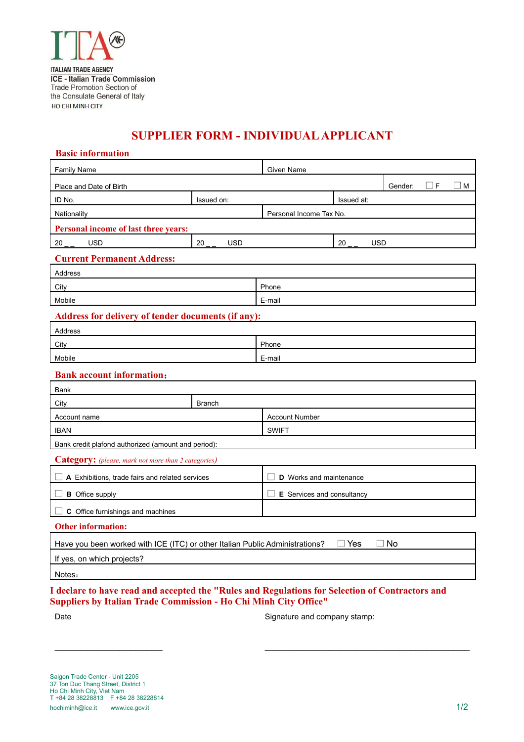ITALIAN TRADE AGENCY
ICE - Italian Trade Commission
Trade Promotion Section of
the Consulate General of Italy
HO CHI MINH CITY

# SUPPLIER FORM - INDIVIDUAL APPLICANT

## Basic information

| Family Name | | Given Name | |
|---|---|---|---|
| Place and Date of Birth | | | Gender: ☐ F ☐ M |
| ID No. | Issued on: | Issued at: | |
| Nationality | | Personal Income Tax No. | |

**Personal income of last three years:**

| 20 _ _ USD | 20 _ _ USD | 20 _ _ USD |
|---|---|---|

## Current Permanent Address:

| Address | |
|---|---|
| City | Phone |
| Mobile | E-mail |

## Address for delivery of tender documents (if any):

| Address | |
|---|---|
| City | Phone |
| Mobile | E-mail |

## Bank account information:

| Bank | |
|---|---|
| City | Branch |
| Account name | Account Number |
| IBAN | SWIFT |
| Bank credit plafond authorized (amount and period): | |

## Category: *(please, mark not more than 2 categories)*

| ☐ **A** Exhibitions, trade fairs and related services | ☐ **D** Works and maintenance |
|---|---|
| ☐ **B** Office supply | ☐ **E** Services and consultancy |
| ☐ **C** Office furnishings and machines | |

## Other information:

| Have you been worked with ICE (ITC) or other Italian Public Administrations? ☐ Yes ☐ No |
|---|
| If yes, on which projects? |
| Notes: |

**I declare to have read and accepted the "Rules and Regulations for Selection of Contractors and Suppliers by Italian Trade Commission - Ho Chi Minh City Office"**

Date ________________________

Signature and company stamp: ________________________________________

Saigon Trade Center - Unit 2205
37 Ton Duc Thang Street, District 1
Ho Chi Minh City, Viet Nam
T +84 28 38228813 F +84 28 38228814
hochiminh@ice.it www.ice.gov.it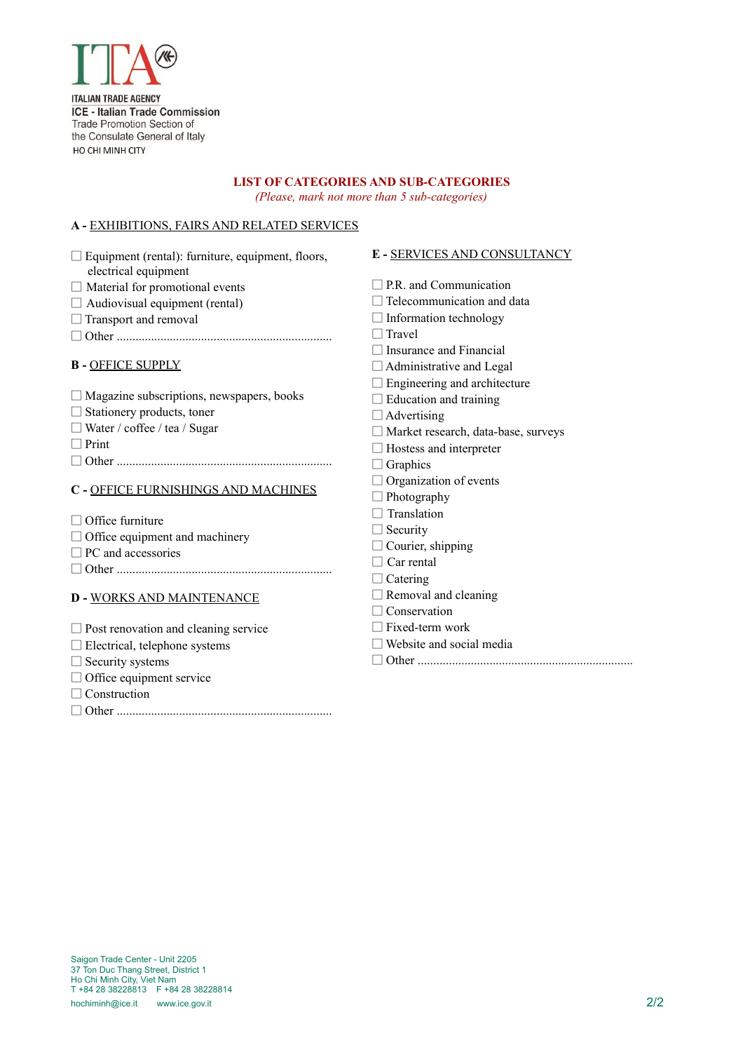ITALIAN TRADE AGENCY
ICE - Italian Trade Commission
Trade Promotion Section of
the Consulate General of Italy
HO CHI MINH CITY

## LIST OF CATEGORIES AND SUB-CATEGORIES

*(Please, mark not more than 5 sub-categories)*

### A - EXHIBITIONS, FAIRS AND RELATED SERVICES

- ☐ Equipment (rental): furniture, equipment, floors, electrical equipment
- ☐ Material for promotional events
- ☐ Audiovisual equipment (rental)
- ☐ Transport and removal
- ☐ Other ....................................................................

### B - OFFICE SUPPLY

- ☐ Magazine subscriptions, newspapers, books
- ☐ Stationery products, toner
- ☐ Water / coffee / tea / Sugar
- ☐ Print
- ☐ Other ....................................................................

### C - OFFICE FURNISHINGS AND MACHINES

- ☐ Office furniture
- ☐ Office equipment and machinery
- ☐ PC and accessories
- ☐ Other ....................................................................

### D - WORKS AND MAINTENANCE

- ☐ Post renovation and cleaning service
- ☐ Electrical, telephone systems
- ☐ Security systems
- ☐ Office equipment service
- ☐ Construction
- ☐ Other ....................................................................

### E - SERVICES AND CONSULTANCY

- ☐ P.R. and Communication
- ☐ Telecommunication and data
- ☐ Information technology
- ☐ Travel
- ☐ Insurance and Financial
- ☐ Administrative and Legal
- ☐ Engineering and architecture
- ☐ Education and training
- ☐ Advertising
- ☐ Market research, data-base, surveys
- ☐ Hostess and interpreter
- ☐ Graphics
- ☐ Organization of events
- ☐ Photography
- ☐ Translation
- ☐ Security
- ☐ Courier, shipping
- ☐ Car rental
- ☐ Catering
- ☐ Removal and cleaning
- ☐ Conservation
- ☐ Fixed-term work
- ☐ Website and social media
- ☐ Other ....................................................................

Saigon Trade Center - Unit 2205
37 Ton Duc Thang Street, District 1
Ho Chi Minh City, Viet Nam
T +84 28 38228813 F +84 28 38228814
hochiminh@ice.it www.ice.gov.it